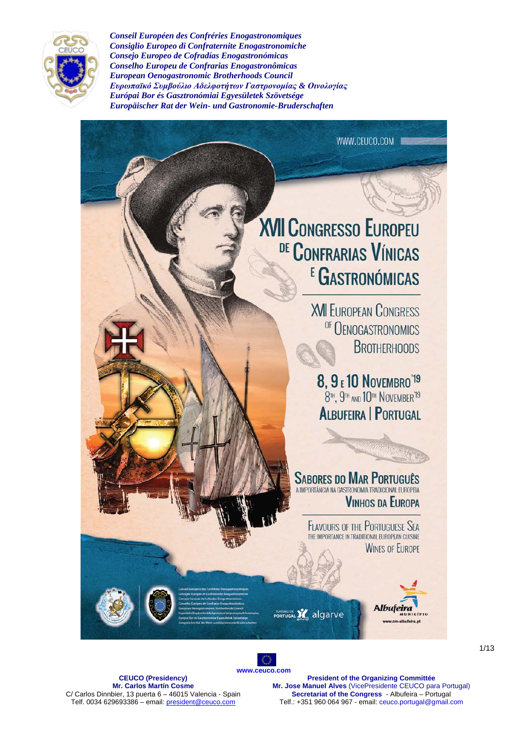*Conseil Européen des Confréries Enogastronomiques*
*Consiglio Europeo di Confraternite Enogastronomiche*
*Consejo Europeo de Cofradías Enogastronómicas*
*Conselho Europeu de Confrarias Enogastronômicas*
*European Oenogastronomic Brotherhoods Council*
*Ευρωπαϊκό Συμβούλιο Αδελφοτήτων Γαστρονομίας & Οινολογίας*
*Európai Bor és Gasztronómiai Egyesületek Szövetsége*
*Europäischer Rat der Wein- und Gastronomie-Bruderschaften*

WWW.CEUCO.COM

# XVII Congresso Europeu de Confrarias Vínicas e Gastronómicas

## XVII European Congress of Oenogastronomics Brotherhoods

**8, 9 e 10 Novembro '19**
8th, 9th and 10th November '19
**Albufeira | Portugal**

**Sabores do Mar Português**
A importância na gastronomia tradicional europeia
**Vinhos da Europa**

Flavours of the Portuguese Sea
The importance in traditional European cuisine
Wines of Europe

Turismo de Portugal algarve

Albufeira Município
www.cm-albufeira.pt

www.ceuco.com

**CEUCO (Presidency)**
**Mr. Carlos Martín Cosme**
C/ Carlos Dinnbier, 13 puerta 6 – 46015 Valencia - Spain
Telf. 0034 629693386 – email: president@ceuco.com

**President of the Organizing Committée**
**Mr. Jose Manuel Alves** (VicePresidente CEUCO para Portugal)
**Secretariat of the Congress** - Albufeira – Portugal
Telf.: +351 960 064 967 - email: ceuco.portugal@gmail.com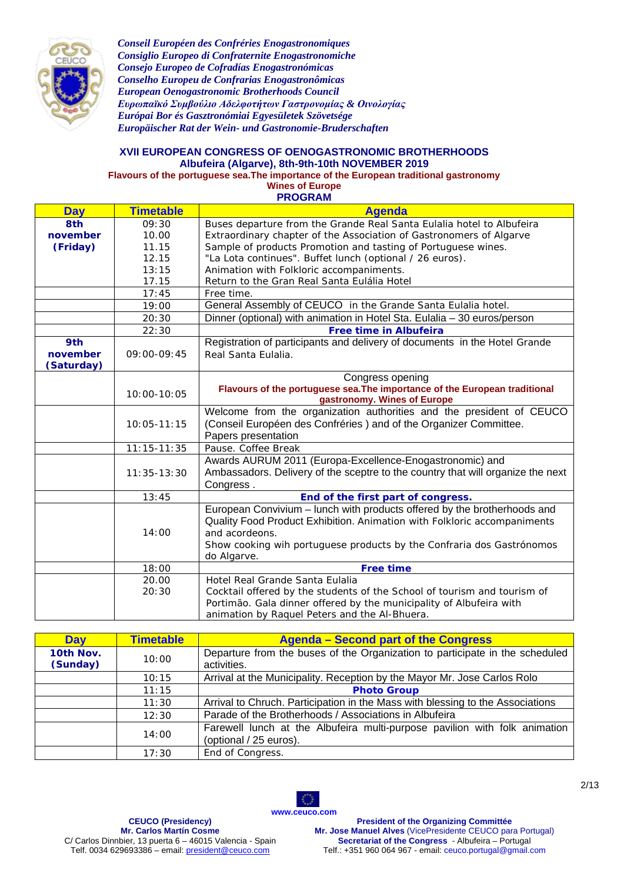*Conseil Européen des Confréries Enogastronomiques*
*Consiglio Europeo di Confraternite Enogastronomiche*
*Consejo Europeo de Cofradías Enogastronómicas*
*Conselho Europeu de Confrarias Enogastronômicas*
*European Oenogastronomic Brotherhoods Council*
*Ευρωπαϊκό Συμβούλιο Αδελφοτήτων Γαστρονομίας & Οινολογίας*
*Európai Bor és Gasztronómiai Egyesületek Szövetsége*
*Europäischer Rat der Wein- und Gastronomie-Bruderschaften*

## XVII EUROPEAN CONGRESS OF OENOGASTRONOMIC BROTHERHOODS
### Albufeira (Algarve), 8th-9th-10th NOVEMBER 2019

**Flavours of the portuguese sea.The importance of the European traditional gastronomy**
**Wines of Europe**
**PROGRAM**

| Day | Timetable | Agenda |
|---|---|---|
| **8th november (Friday)** | 09:30<br>10.00<br>11.15<br>12.15<br>13:15<br>17.15 | Buses departure from the Grande Real Santa Eulalia hotel to Albufeira<br>Extraordinary chapter of the Association of Gastronomers of Algarve<br>Sample of products Promotion and tasting of Portuguese wines.<br>"La Lota continues". Buffet lunch (optional / 26 euros).<br>Animation with Folkloric accompaniments.<br>Return to the Gran Real Santa Eulália Hotel |
| | 17:45 | Free time. |
| | 19:00 | General Assembly of CEUCO in the Grande Santa Eulalia hotel. |
| | 20:30 | Dinner (optional) with animation in Hotel Sta. Eulalia – 30 euros/person |
| | 22:30 | **Free time in Albufeira** |
| **9th november (Saturday)** | 09:00-09:45 | Registration of participants and delivery of documents in the Hotel Grande Real Santa Eulalia. |
| | 10:00-10:05 | Congress opening<br>**Flavours of the portuguese sea.The importance of the European traditional gastronomy. Wines of Europe** |
| | 10:05-11:15 | Welcome from the organization authorities and the president of CEUCO (Conseil Européen des Confréries ) and of the Organizer Committee.<br>Papers presentation |
| | 11:15-11:35 | Pause. Coffee Break |
| | 11:35-13:30 | Awards AURUM 2011 (Europa-Excellence-Enogastronomic) and Ambassadors. Delivery of the sceptre to the country that will organize the next Congress . |
| | 13:45 | **End of the first part of congress.** |
| | 14:00 | European Convivium – lunch with products offered by the brotherhoods and Quality Food Product Exhibition. Animation with Folkloric accompaniments and acordeons.<br>Show cooking wih portuguese products by the Confraria dos Gastrónomos do Algarve. |
| | 18:00 | **Free time** |
| | 20.00<br>20:30 | Hotel Real Grande Santa Eulalia<br>Cocktail offered by the students of the School of tourism and tourism of Portimão. Gala dinner offered by the municipality of Albufeira with animation by Raquel Peters and the Al-Bhuera. |

| Day | Timetable | Agenda – Second part of the Congress |
|---|---|---|
| **10th Nov. (Sunday)** | 10:00 | Departure from the buses of the Organization to participate in the scheduled activities. |
| | 10:15 | Arrival at the Municipality. Reception by the Mayor Mr. Jose Carlos Rolo |
| | 11:15 | **Photo Group** |
| | 11:30 | Arrival to Chruch. Participation in the Mass with blessing to the Associations |
| | 12:30 | Parade of the Brotherhoods / Associations in Albufeira |
| | 14:00 | Farewell lunch at the Albufeira multi-purpose pavilion with folk animation (optional / 25 euros). |
| | 17:30 | End of Congress. |

www.ceuco.com

**CEUCO (Presidency)**
**Mr. Carlos Martín Cosme**
C/ Carlos Dinnbier, 13 puerta 6 – 46015 Valencia - Spain
Telf. 0034 629693386 – email: president@ceuco.com

**President of the Organizing Committée**
**Mr. Jose Manuel Alves** (VicePresidente CEUCO para Portugal)
**Secretariat of the Congress** - Albufeira – Portugal
Telf.: +351 960 064 967 - email: ceuco.portugal@gmail.com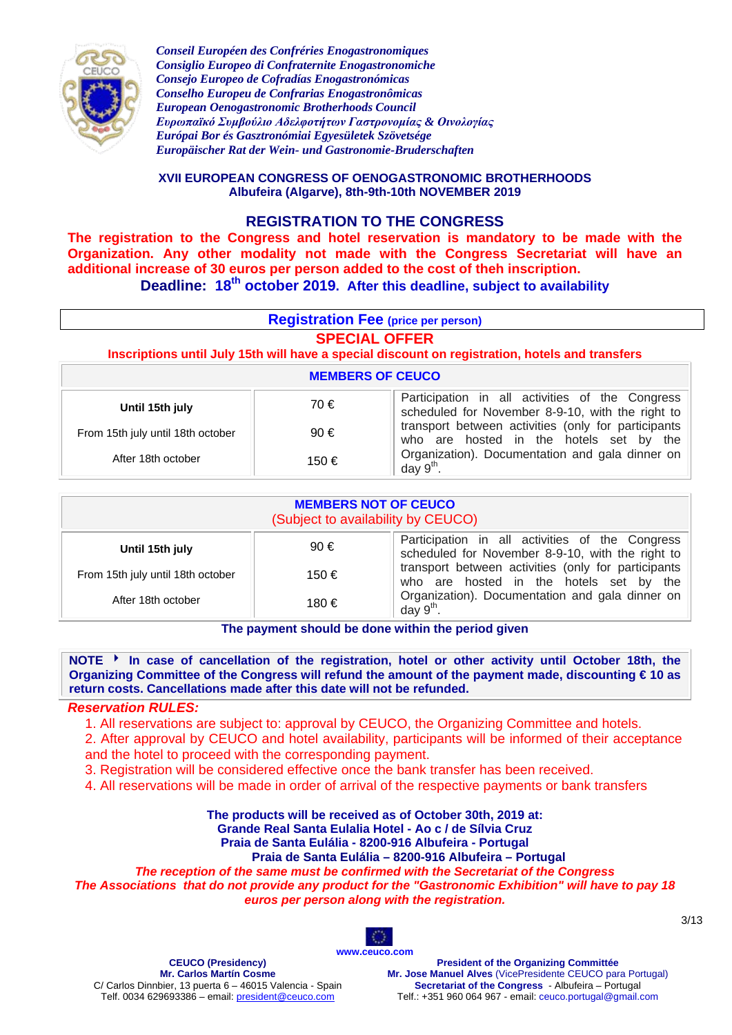*Conseil Européen des Confréries Enogastronomiques*
*Consiglio Europeo di Confraternite Enogastronomiche*
*Consejo Europeo de Cofradías Enogastronómicas*
*Conselho Europeu de Confrarias Enogastronômicas*
*European Oenogastronomic Brotherhoods Council*
*Ευρωπαϊκό Συμβούλιο Αδελφοτήτων Γαστρονομίας & Οινολογίας*
*Európai Bor és Gasztronómiai Egyesületek Szövetsége*
*Europäischer Rat der Wein- und Gastronomie-Bruderschaften*

**XVII EUROPEAN CONGRESS OF OENOGASTRONOMIC BROTHERHOODS**
**Albufeira (Algarve), 8th-9th-10th NOVEMBER 2019**

## REGISTRATION TO THE CONGRESS

**The registration to the Congress and hotel reservation is mandatory to be made with the Organization. Any other modality not made with the Congress Secretariat will have an additional increase of 30 euros per person added to the cost of theh inscription.**

**Deadline: 18th october 2019. After this deadline, subject to availability**

### Registration Fee (price per person)

**SPECIAL OFFER**

**Inscriptions until July 15th will have a special discount on registration, hotels and transfers**

| MEMBERS OF CEUCO | | |
|---|---|---|
| **Until 15th july** | 70 € | Participation in all activities of the Congress scheduled for November 8-9-10, with the right to transport between activities (only for participants who are hosted in the hotels set by the Organization). Documentation and gala dinner on day 9th. |
| From 15th july until 18th october | 90 € | |
| After 18th october | 150 € | |

| MEMBERS NOT OF CEUCO (Subject to availability by CEUCO) | | |
|---|---|---|
| **Until 15th july** | 90 € | Participation in all activities of the Congress scheduled for November 8-9-10, with the right to transport between activities (only for participants who are hosted in the hotels set by the Organization). Documentation and gala dinner on day 9th. |
| From 15th july until 18th october | 150 € | |
| After 18th october | 180 € | |

**The payment should be done within the period given**

**NOTE ‣ In case of cancellation of the registration, hotel or other activity until October 18th, the Organizing Committee of the Congress will refund the amount of the payment made, discounting € 10 as return costs. Cancellations made after this date will not be refunded.**

***Reservation RULES:***

1. All reservations are subject to: approval by CEUCO, the Organizing Committee and hotels.
2. After approval by CEUCO and hotel availability, participants will be informed of their acceptance and the hotel to proceed with the corresponding payment.
3. Registration will be considered effective once the bank transfer has been received.
4. All reservations will be made in order of arrival of the respective payments or bank transfers

**The products will be received as of October 30th, 2019 at:**
**Grande Real Santa Eulalia Hotel - Ao c / de Sílvia Cruz**
**Praia de Santa Eulália - 8200-916 Albufeira - Portugal**
**Praia de Santa Eulália – 8200-916 Albufeira – Portugal**

***The reception of the same must be confirmed with the Secretariat of the Congress***
***The Associations that do not provide any product for the "Gastronomic Exhibition" will have to pay 18 euros per person along with the registration.***

www.ceuco.com

**CEUCO (Presidency)**
**Mr. Carlos Martín Cosme**
C/ Carlos Dinnbier, 13 puerta 6 – 46015 Valencia - Spain
Telf. 0034 629693386 – email: president@ceuco.com

**President of the Organizing Committée**
**Mr. Jose Manuel Alves** (VicePresidente CEUCO para Portugal)
**Secretariat of the Congress** - Albufeira – Portugal
Telf.: +351 960 064 967 - email: ceuco.portugal@gmail.com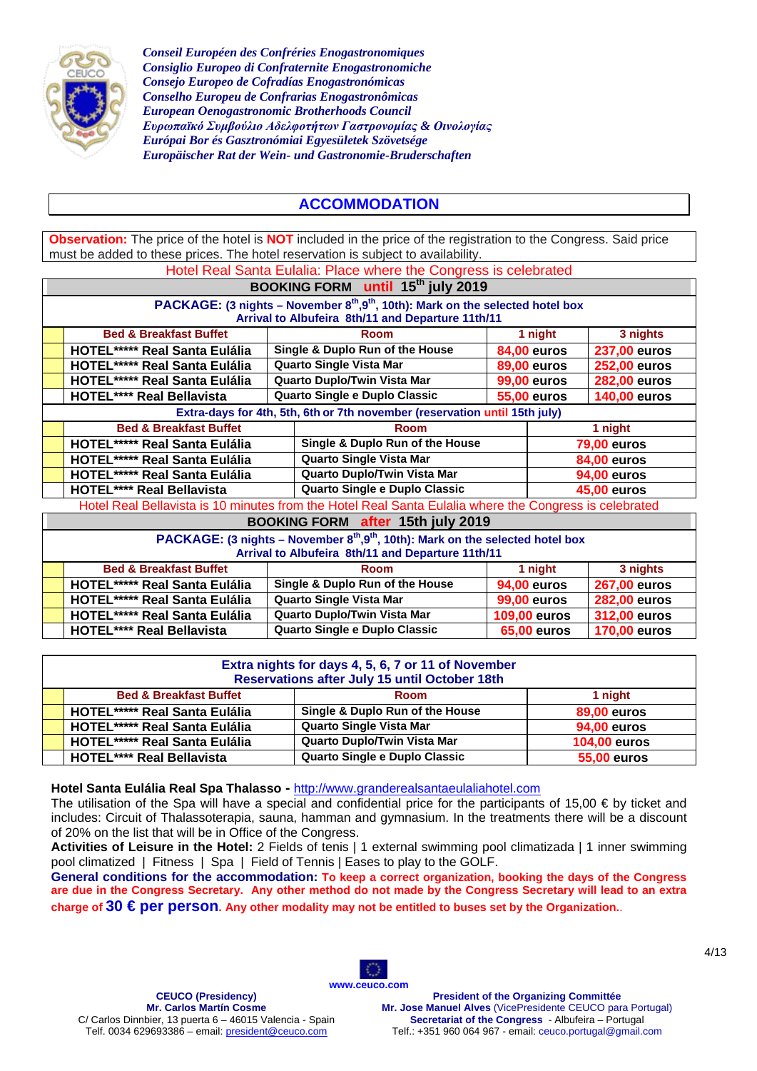*Conseil Européen des Confréries Enogastronomiques*
*Consiglio Europeo di Confraternite Enogastronomiche*
*Consejo Europeo de Cofradías Enogastronómicas*
*Conselho Europeu de Confrarias Enogastronômicas*
*European Oenogastronomic Brotherhoods Council*
*Ευρωπαϊκό Συμβούλιο Αδελφοτήτων Γαστρονομίας & Οινολογίας*
*Európai Bor és Gasztronómiai Egyesületek Szövetsége*
*Europäischer Rat der Wein- und Gastronomie-Bruderschaften*

## ACCOMMODATION

**Observation:** The price of the hotel is **NOT** included in the price of the registration to the Congress. Said price must be added to these prices. The hotel reservation is subject to availability.

Hotel Real Santa Eulalia: Place where the Congress is celebrated

### BOOKING FORM until 15th july 2019

**PACKAGE: (3 nights – November 8th,9th, 10th): Mark on the selected hotel box**
**Arrival to Albufeira 8th/11 and Departure 11th/11**

| | Bed & Breakfast Buffet | Room | 1 night | 3 nights |
|---|---|---|---|---|
| | HOTEL***** Real Santa Eulália | Single & Duplo Run of the House | 84,00 euros | 237,00 euros |
| | HOTEL***** Real Santa Eulália | Quarto Single Vista Mar | 89,00 euros | 252,00 euros |
| | HOTEL***** Real Santa Eulália | Quarto Duplo/Twin Vista Mar | 99,00 euros | 282,00 euros |
| | HOTEL**** Real Bellavista | Quarto Single e Duplo Classic | 55,00 euros | 140,00 euros |

**Extra-days for 4th, 5th, 6th or 7th november (reservation until 15th july)**

| | Bed & Breakfast Buffet | Room | 1 night |
|---|---|---|---|
| | HOTEL***** Real Santa Eulália | Single & Duplo Run of the House | 79,00 euros |
| | HOTEL***** Real Santa Eulália | Quarto Single Vista Mar | 84,00 euros |
| | HOTEL***** Real Santa Eulália | Quarto Duplo/Twin Vista Mar | 94,00 euros |
| | HOTEL**** Real Bellavista | Quarto Single e Duplo Classic | 45,00 euros |

Hotel Real Bellavista is 10 minutes from the Hotel Real Santa Eulalia where the Congress is celebrated

### BOOKING FORM after 15th july 2019

**PACKAGE: (3 nights – November 8th,9th, 10th): Mark on the selected hotel box**
**Arrival to Albufeira 8th/11 and Departure 11th/11**

| | Bed & Breakfast Buffet | Room | 1 night | 3 nights |
|---|---|---|---|---|
| | HOTEL***** Real Santa Eulália | Single & Duplo Run of the House | 94,00 euros | 267,00 euros |
| | HOTEL***** Real Santa Eulália | Quarto Single Vista Mar | 99,00 euros | 282,00 euros |
| | HOTEL***** Real Santa Eulália | Quarto Duplo/Twin Vista Mar | 109,00 euros | 312,00 euros |
| | HOTEL**** Real Bellavista | Quarto Single e Duplo Classic | 65,00 euros | 170,00 euros |

**Extra nights for days 4, 5, 6, 7 or 11 of November**
**Reservations after July 15 until October 18th**

| | Bed & Breakfast Buffet | Room | 1 night |
|---|---|---|---|
| | HOTEL***** Real Santa Eulália | Single & Duplo Run of the House | 89,00 euros |
| | HOTEL***** Real Santa Eulália | Quarto Single Vista Mar | 94,00 euros |
| | HOTEL***** Real Santa Eulália | Quarto Duplo/Twin Vista Mar | 104,00 euros |
| | HOTEL**** Real Bellavista | Quarto Single e Duplo Classic | 55,00 euros |

**Hotel Santa Eulália Real Spa Thalasso -** http://www.granderealsantaeulaliahotel.com
The utilisation of the Spa will have a special and confidential price for the participants of 15,00 € by ticket and includes: Circuit of Thalassoterapia, sauna, hamman and gymnasium. In the treatments there will be a discount of 20% on the list that will be in Office of the Congress.

**Activities of Leisure in the Hotel:** 2 Fields of tenis | 1 external swimming pool climatizada | 1 inner swimming pool climatized | Fitness | Spa | Field of Tennis | Eases to play to the GOLF.

**General conditions for the accommodation:** **To keep a correct organization, booking the days of the Congress are due in the Congress Secretary. Any other method do not made by the Congress Secretary will lead to an extra charge of 30 € per person. Any other modality may not be entitled to buses set by the Organization.**

www.ceuco.com

**CEUCO (Presidency)**
**Mr. Carlos Martín Cosme**
C/ Carlos Dinnbier, 13 puerta 6 – 46015 Valencia - Spain
Telf. 0034 629693386 – email: president@ceuco.com

**President of the Organizing Committée**
**Mr. Jose Manuel Alves** (VicePresidente CEUCO para Portugal)
**Secretariat of the Congress** - Albufeira – Portugal
Telf.: +351 960 064 967 - email: ceuco.portugal@gmail.com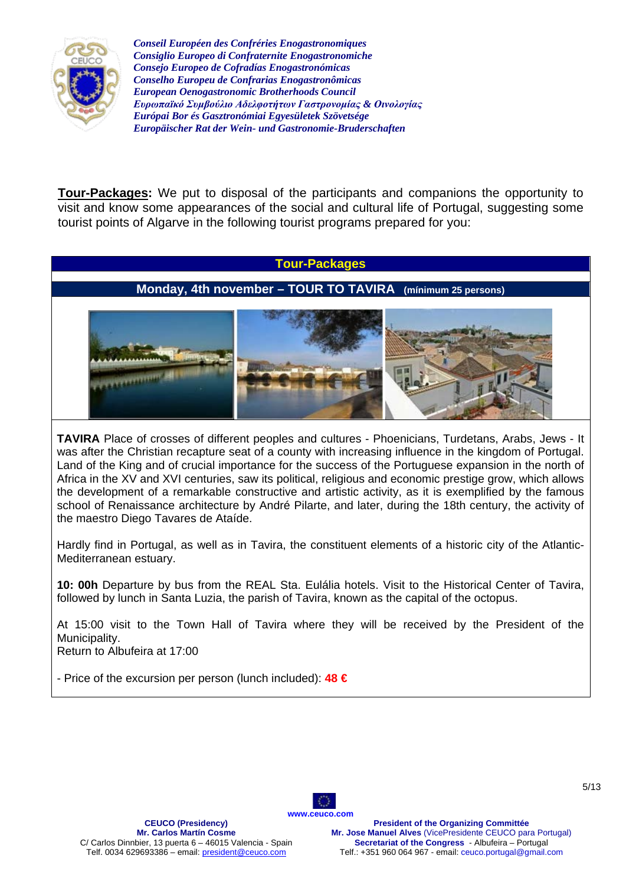*Conseil Européen des Confréries Enogastronomiques*
*Consiglio Europeo di Confraternite Enogastronomiche*
*Consejo Europeo de Cofradías Enogastronómicas*
*Conselho Europeu de Confrarias Enogastronômicas*
*European Oenogastronomic Brotherhoods Council*
*Ευρωπαϊκό Συμβούλιο Αδελφοτήτων Γαστρονομίας & Οινολογίας*
*Európai Bor és Gasztronómiai Egyesületek Szövetsége*
*Europäischer Rat der Wein- und Gastronomie-Bruderschaften*

**Tour-Packages:** We put to disposal of the participants and companions the opportunity to visit and know some appearances of the social and cultural life of Portugal, suggesting some tourist points of Algarve in the following tourist programs prepared for you:

## Tour-Packages

### Monday, 4th november – TOUR TO TAVIRA (mínimum 25 persons)

**TAVIRA** Place of crosses of different peoples and cultures - Phoenicians, Turdetans, Arabs, Jews - It was after the Christian recapture seat of a county with increasing influence in the kingdom of Portugal. Land of the King and of crucial importance for the success of the Portuguese expansion in the north of Africa in the XV and XVI centuries, saw its political, religious and economic prestige grow, which allows the development of a remarkable constructive and artistic activity, as it is exemplified by the famous school of Renaissance architecture by André Pilarte, and later, during the 18th century, the activity of the maestro Diego Tavares de Ataíde.

Hardly find in Portugal, as well as in Tavira, the constituent elements of a historic city of the Atlantic-Mediterranean estuary.

**10: 00h** Departure by bus from the REAL Sta. Eulália hotels. Visit to the Historical Center of Tavira, followed by lunch in Santa Luzia, the parish of Tavira, known as the capital of the octopus.

At 15:00 visit to the Town Hall of Tavira where they will be received by the President of the Municipality.
Return to Albufeira at 17:00

- Price of the excursion per person (lunch included): **48 €**

www.ceuco.com

**CEUCO (Presidency)**
**Mr. Carlos Martín Cosme**
C/ Carlos Dinnbier, 13 puerta 6 – 46015 Valencia - Spain
Telf. 0034 629693386 – email: president@ceuco.com

**President of the Organizing Committée**
**Mr. Jose Manuel Alves** (VicePresidente CEUCO para Portugal)
**Secretariat of the Congress** - Albufeira – Portugal
Telf.: +351 960 064 967 - email: ceuco.portugal@gmail.com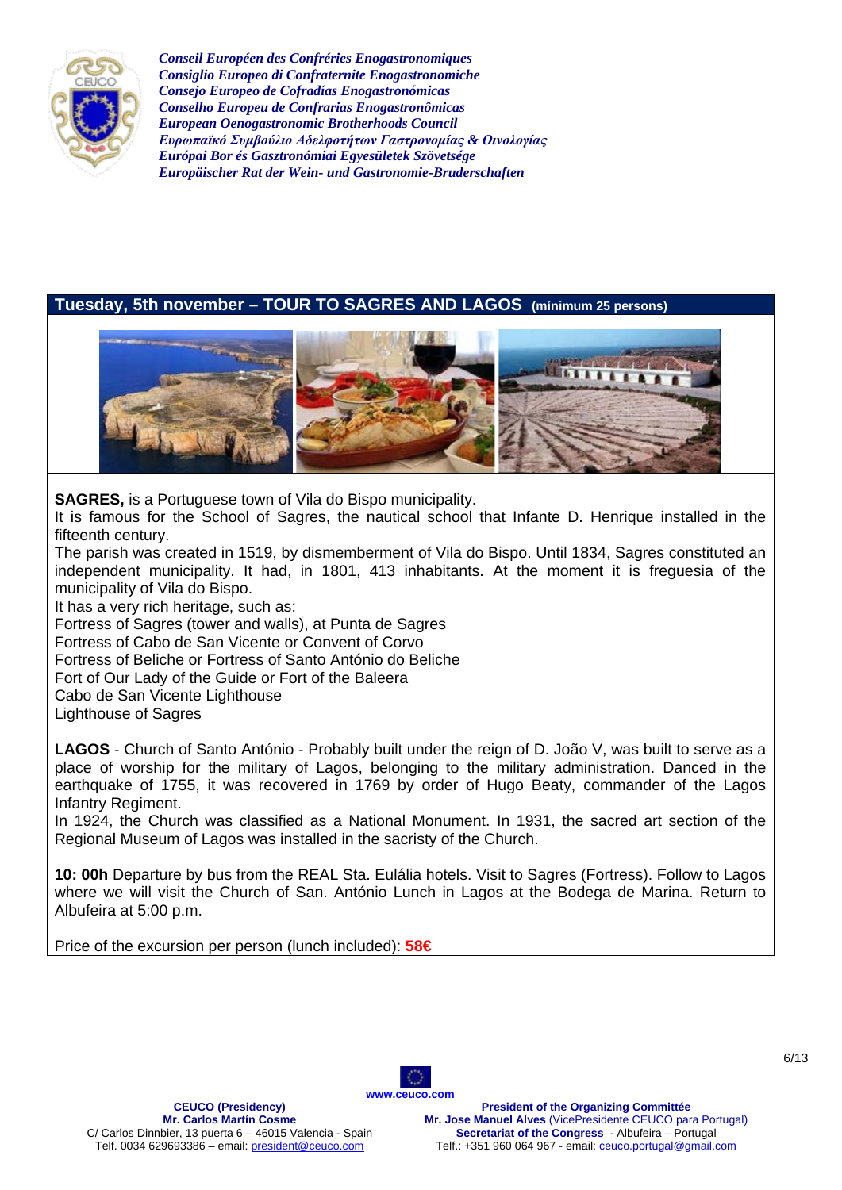*Conseil Européen des Confréries Enogastronomiques*
*Consiglio Europeo di Confraternite Enogastronomiche*
*Consejo Europeo de Cofradías Enogastronómicas*
*Conselho Europeu de Confrarias Enogastronômicas*
*European Oenogastronomic Brotherhoods Council*
*Ευρωπαϊκό Συμβούλιο Αδελφοτήτων Γαστρονομίας & Οινολογίας*
*Európai Bor és Gasztronómiai Egyesületek Szövetsége*
*Europäischer Rat der Wein- und Gastronomie-Bruderschaften*

## Tuesday, 5th november – TOUR TO SAGRES AND LAGOS (mínimum 25 persons)

**SAGRES,** is a Portuguese town of Vila do Bispo municipality.
It is famous for the School of Sagres, the nautical school that Infante D. Henrique installed in the fifteenth century.
The parish was created in 1519, by dismemberment of Vila do Bispo. Until 1834, Sagres constituted an independent municipality. It had, in 1801, 413 inhabitants. At the moment it is freguesia of the municipality of Vila do Bispo.
It has a very rich heritage, such as:
Fortress of Sagres (tower and walls), at Punta de Sagres
Fortress of Cabo de San Vicente or Convent of Corvo
Fortress of Beliche or Fortress of Santo António do Beliche
Fort of Our Lady of the Guide or Fort of the Baleera
Cabo de San Vicente Lighthouse
Lighthouse of Sagres

**LAGOS** - Church of Santo António - Probably built under the reign of D. João V, was built to serve as a place of worship for the military of Lagos, belonging to the military administration. Danced in the earthquake of 1755, it was recovered in 1769 by order of Hugo Beaty, commander of the Lagos Infantry Regiment.
In 1924, the Church was classified as a National Monument. In 1931, the sacred art section of the Regional Museum of Lagos was installed in the sacristy of the Church.

**10: 00h** Departure by bus from the REAL Sta. Eulália hotels. Visit to Sagres (Fortress). Follow to Lagos where we will visit the Church of San. António Lunch in Lagos at the Bodega de Marina. Return to Albufeira at 5:00 p.m.

Price of the excursion per person (lunch included): **58€**

www.ceuco.com

**CEUCO (Presidency)**
**Mr. Carlos Martín Cosme**
C/ Carlos Dinnbier, 13 puerta 6 – 46015 Valencia - Spain
Telf. 0034 629693386 – email: president@ceuco.com

**President of the Organizing Committée**
**Mr. Jose Manuel Alves** (VicePresidente CEUCO para Portugal)
**Secretariat of the Congress** - Albufeira – Portugal
Telf.: +351 960 064 967 - email: ceuco.portugal@gmail.com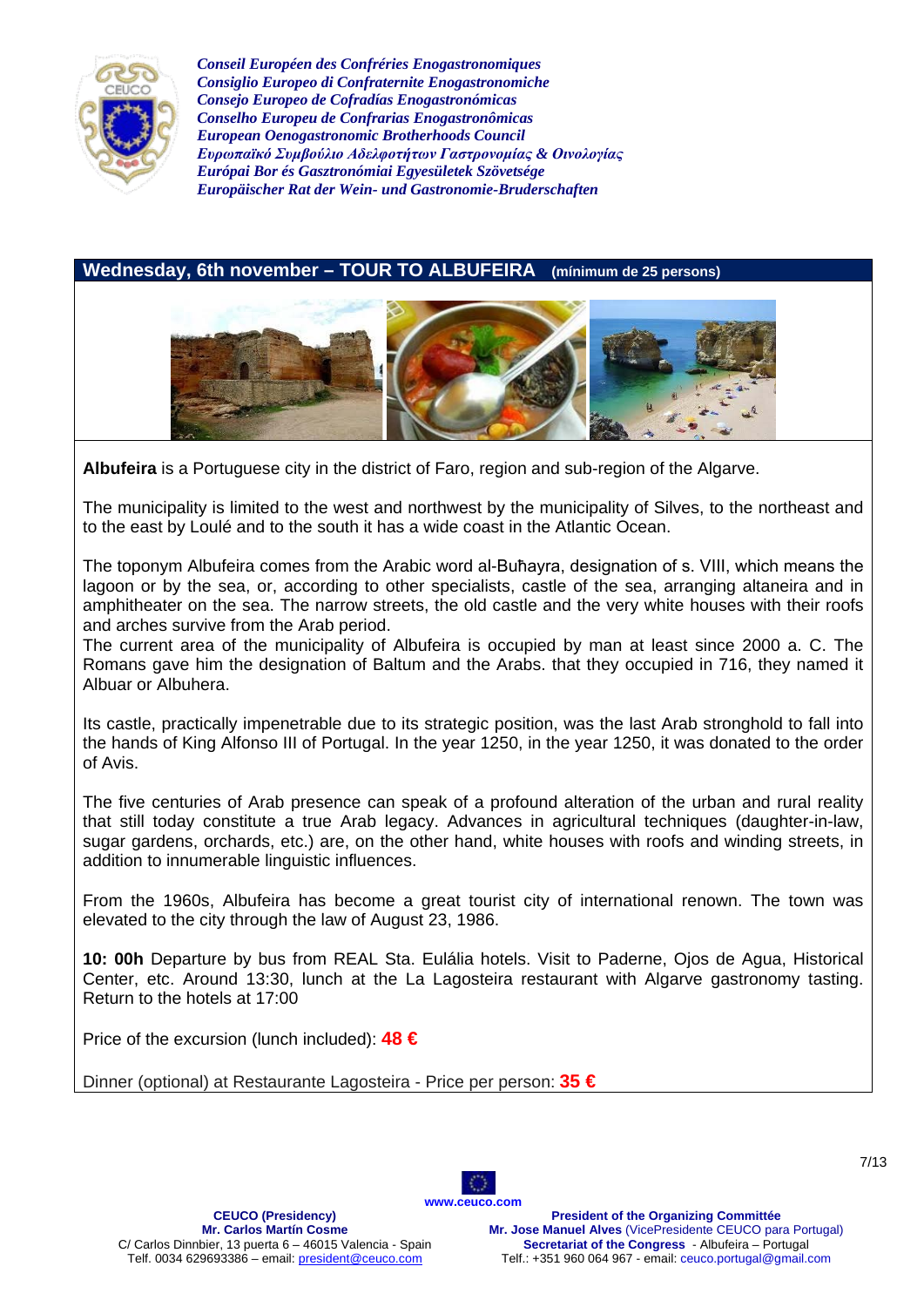*Conseil Européen des Confréries Enogastronomiques*
*Consiglio Europeo di Confraternite Enogastronomiche*
*Consejo Europeo de Cofradías Enogastronómicas*
*Conselho Europeu de Confrarias Enogastronômicas*
*European Oenogastronomic Brotherhoods Council*
*Ευρωπαϊκό Συμβούλιο Αδελφοτήτων Γαστρονομίας & Οινολογίας*
*Európai Bor és Gasztronómiai Egyesületek Szövetsége*
*Europäischer Rat der Wein- und Gastronomie-Bruderschaften*

## Wednesday, 6th november – TOUR TO ALBUFEIRA (mínimum de 25 persons)

**Albufeira** is a Portuguese city in the district of Faro, region and sub-region of the Algarve.

The municipality is limited to the west and northwest by the municipality of Silves, to the northeast and to the east by Loulé and to the south it has a wide coast in the Atlantic Ocean.

The toponym Albufeira comes from the Arabic word al-Buħayra, designation of s. VIII, which means the lagoon or by the sea, or, according to other specialists, castle of the sea, arranging altaneira and in amphitheater on the sea. The narrow streets, the old castle and the very white houses with their roofs and arches survive from the Arab period.
The current area of the municipality of Albufeira is occupied by man at least since 2000 a. C. The Romans gave him the designation of Baltum and the Arabs. that they occupied in 716, they named it Albuar or Albuhera.

Its castle, practically impenetrable due to its strategic position, was the last Arab stronghold to fall into the hands of King Alfonso III of Portugal. In the year 1250, in the year 1250, it was donated to the order of Avis.

The five centuries of Arab presence can speak of a profound alteration of the urban and rural reality that still today constitute a true Arab legacy. Advances in agricultural techniques (daughter-in-law, sugar gardens, orchards, etc.) are, on the other hand, white houses with roofs and winding streets, in addition to innumerable linguistic influences.

From the 1960s, Albufeira has become a great tourist city of international renown. The town was elevated to the city through the law of August 23, 1986.

**10: 00h** Departure by bus from REAL Sta. Eulália hotels. Visit to Paderne, Ojos de Agua, Historical Center, etc. Around 13:30, lunch at the La Lagosteira restaurant with Algarve gastronomy tasting. Return to the hotels at 17:00

Price of the excursion (lunch included): **48 €**

Dinner (optional) at Restaurante Lagosteira - Price per person: **35 €**

www.ceuco.com

**CEUCO (Presidency)**
**Mr. Carlos Martín Cosme**
C/ Carlos Dinnbier, 13 puerta 6 – 46015 Valencia - Spain
Telf. 0034 629693386 – email: president@ceuco.com

**President of the Organizing Committée**
**Mr. Jose Manuel Alves** (VicePresidente CEUCO para Portugal)
**Secretariat of the Congress** - Albufeira – Portugal
Telf.: +351 960 064 967 - email: ceuco.portugal@gmail.com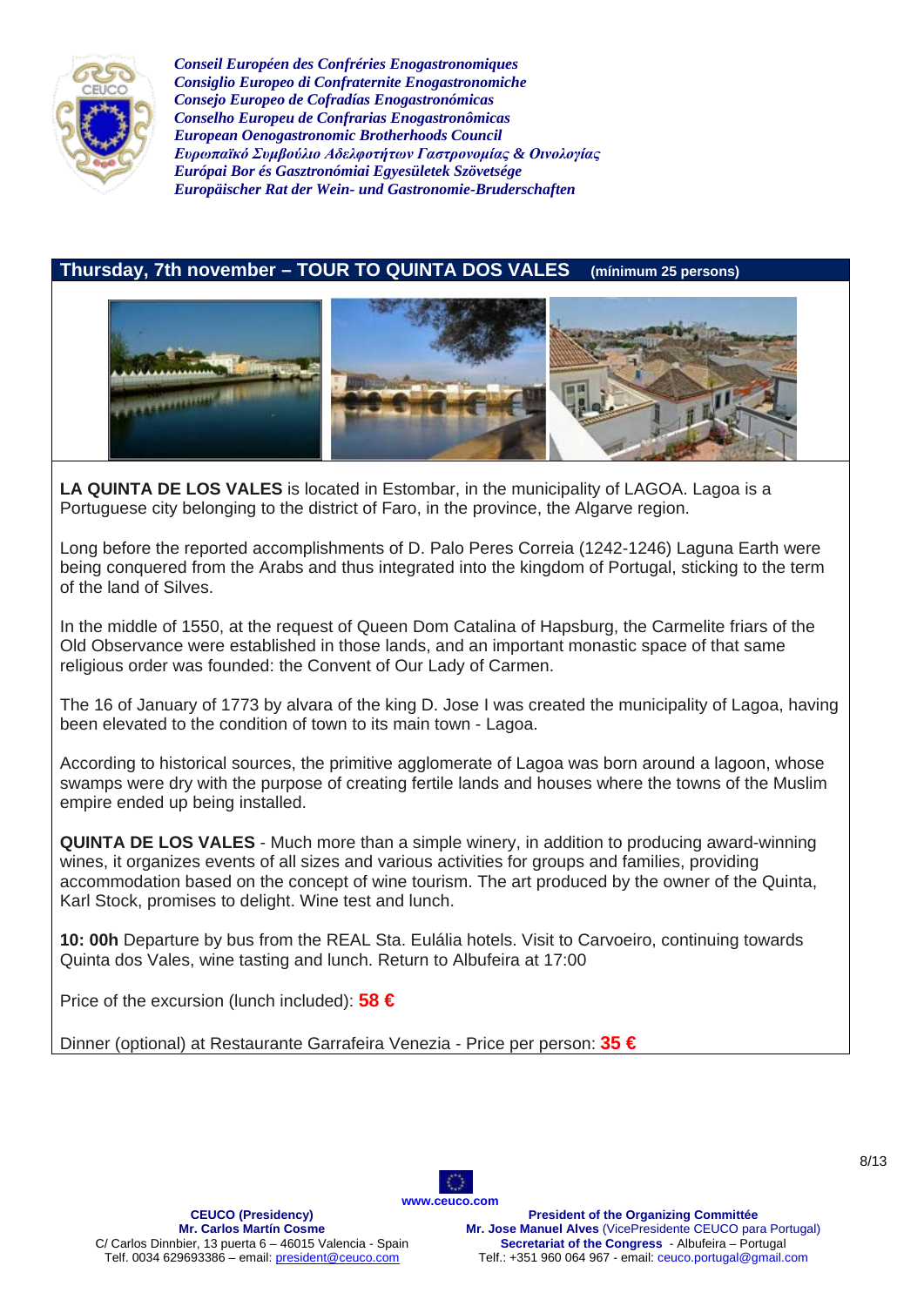*Conseil Européen des Confréries Enogastronomiques*
*Consiglio Europeo di Confraternite Enogastronomiche*
*Consejo Europeo de Cofradías Enogastronómicas*
*Conselho Europeu de Confrarias Enogastronômicas*
*European Oenogastronomic Brotherhoods Council*
*Ευρωπαϊκό Συμβούλιο Αδελφοτήτων Γαστρονομίας & Οινολογίας*
*Európai Bor és Gasztronómiai Egyesületek Szövetsége*
*Europäischer Rat der Wein- und Gastronomie-Bruderschaften*

## Thursday, 7th november – TOUR TO QUINTA DOS VALES (mínimum 25 persons)

**LA QUINTA DE LOS VALES** is located in Estombar, in the municipality of LAGOA. Lagoa is a Portuguese city belonging to the district of Faro, in the province, the Algarve region.

Long before the reported accomplishments of D. Palo Peres Correia (1242-1246) Laguna Earth were being conquered from the Arabs and thus integrated into the kingdom of Portugal, sticking to the term of the land of Silves.

In the middle of 1550, at the request of Queen Dom Catalina of Hapsburg, the Carmelite friars of the Old Observance were established in those lands, and an important monastic space of that same religious order was founded: the Convent of Our Lady of Carmen.

The 16 of January of 1773 by alvara of the king D. Jose I was created the municipality of Lagoa, having been elevated to the condition of town to its main town - Lagoa.

According to historical sources, the primitive agglomerate of Lagoa was born around a lagoon, whose swamps were dry with the purpose of creating fertile lands and houses where the towns of the Muslim empire ended up being installed.

**QUINTA DE LOS VALES** - Much more than a simple winery, in addition to producing award-winning wines, it organizes events of all sizes and various activities for groups and families, providing accommodation based on the concept of wine tourism. The art produced by the owner of the Quinta, Karl Stock, promises to delight. Wine test and lunch.

**10: 00h** Departure by bus from the REAL Sta. Eulália hotels. Visit to Carvoeiro, continuing towards Quinta dos Vales, wine tasting and lunch. Return to Albufeira at 17:00

Price of the excursion (lunch included): **58 €**

Dinner (optional) at Restaurante Garrafeira Venezia - Price per person: **35 €**

www.ceuco.com

**CEUCO (Presidency)**
**Mr. Carlos Martín Cosme**
C/ Carlos Dinnbier, 13 puerta 6 – 46015 Valencia - Spain
Telf. 0034 629693386 – email: president@ceuco.com

**President of the Organizing Committée**
**Mr. Jose Manuel Alves** (VicePresidente CEUCO para Portugal)
**Secretariat of the Congress** - Albufeira – Portugal
Telf.: +351 960 064 967 - email: ceuco.portugal@gmail.com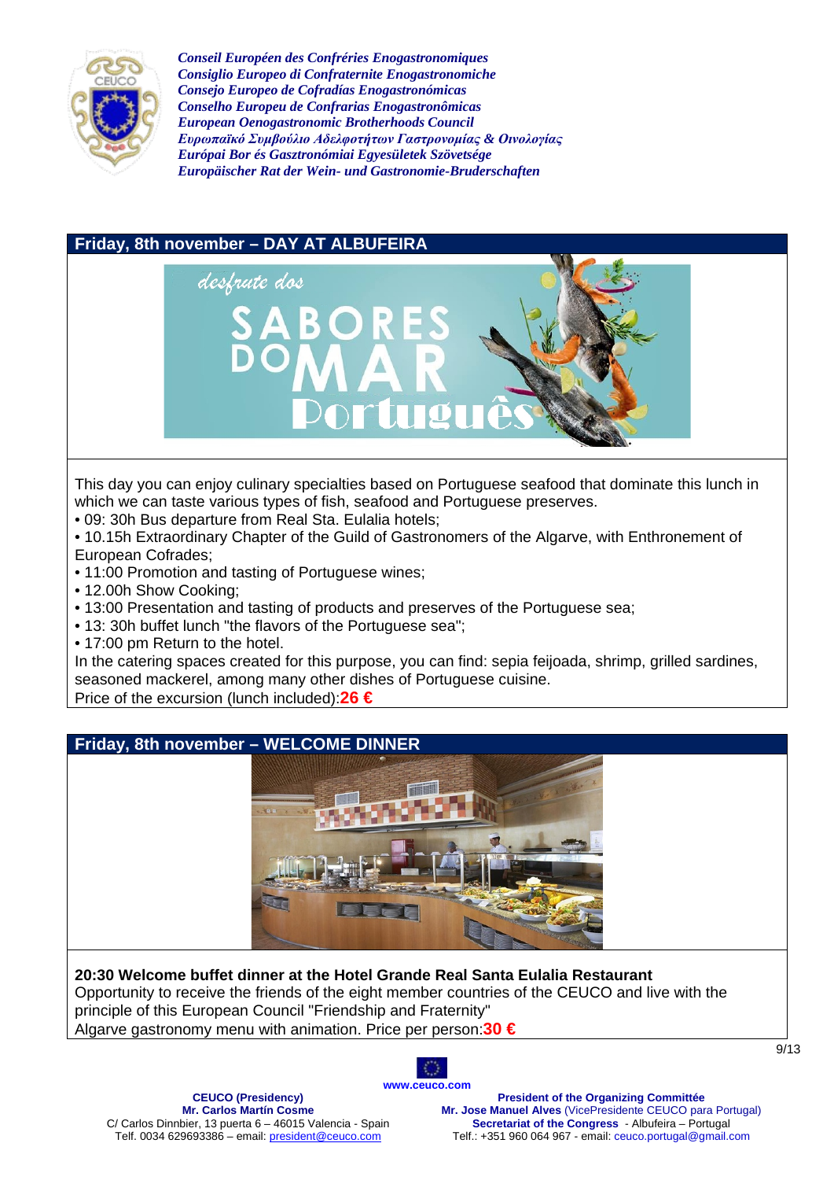*Conseil Européen des Confréries Enogastronomiques*
*Consiglio Europeo di Confraternite Enogastronomiche*
*Consejo Europeo de Cofradías Enogastronómicas*
*Conselho Europeu de Confrarias Enogastronômicas*
*European Oenogastronomic Brotherhoods Council*
*Ευρωπαϊκό Συμβούλιο Αδελφοτήτων Γαστρονομίας & Οινολογίας*
*Európai Bor és Gasztronómiai Egyesületek Szövetsége*
*Europäischer Rat der Wein- und Gastronomie-Bruderschaften*

## Friday, 8th november – DAY AT ALBUFEIRA

desfrute dos SABORES DO MAR Português

This day you can enjoy culinary specialties based on Portuguese seafood that dominate this lunch in which we can taste various types of fish, seafood and Portuguese preserves.

- 09: 30h Bus departure from Real Sta. Eulalia hotels;
- 10.15h Extraordinary Chapter of the Guild of Gastronomers of the Algarve, with Enthronement of European Cofrades;
- 11:00 Promotion and tasting of Portuguese wines;
- 12.00h Show Cooking;
- 13:00 Presentation and tasting of products and preserves of the Portuguese sea;
- 13: 30h buffet lunch "the flavors of the Portuguese sea";
- 17:00 pm Return to the hotel.

In the catering spaces created for this purpose, you can find: sepia feijoada, shrimp, grilled sardines, seasoned mackerel, among many other dishes of Portuguese cuisine.
Price of the excursion (lunch included):**26 €**

## Friday, 8th november – WELCOME DINNER

**20:30 Welcome buffet dinner at the Hotel Grande Real Santa Eulalia Restaurant**
Opportunity to receive the friends of the eight member countries of the CEUCO and live with the principle of this European Council "Friendship and Fraternity"
Algarve gastronomy menu with animation. Price per person:**30 €**

www.ceuco.com

**CEUCO (Presidency)**
**Mr. Carlos Martín Cosme**
C/ Carlos Dinnbier, 13 puerta 6 – 46015 Valencia - Spain
Telf. 0034 629693386 – email: president@ceuco.com

**President of the Organizing Committée**
**Mr. Jose Manuel Alves** (VicePresidente CEUCO para Portugal)
**Secretariat of the Congress** - Albufeira – Portugal
Telf.: +351 960 064 967 - email: ceuco.portugal@gmail.com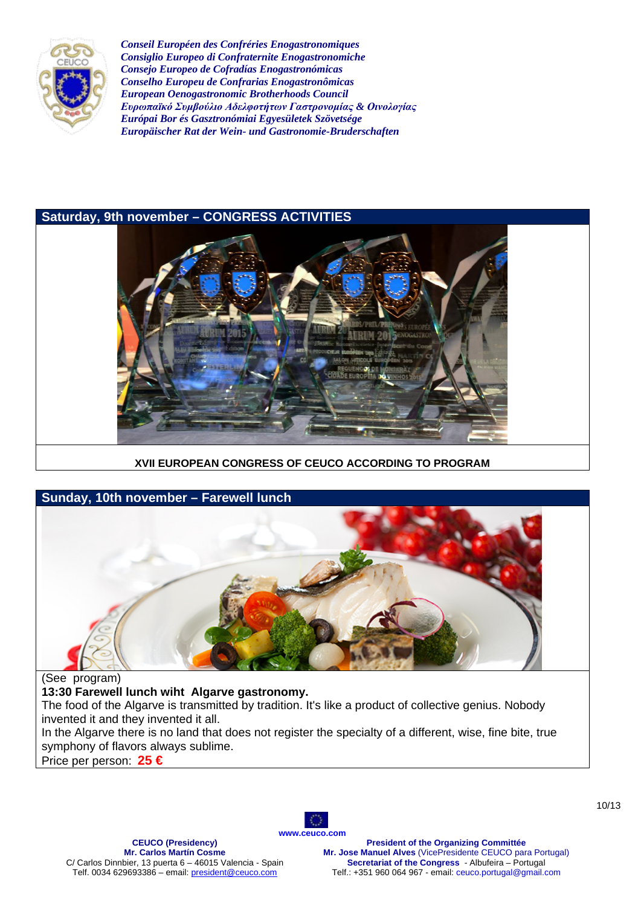*Conseil Européen des Confréries Enogastronomiques*
*Consiglio Europeo di Confraternite Enogastronomiche*
*Consejo Europeo de Cofradías Enogastronómicas*
*Conselho Europeu de Confrarias Enogastronômicas*
*European Oenogastronomic Brotherhoods Council*
*Ευρωπαϊκό Συμβούλιο Αδελφοτήτων Γαστρονομίας & Οινολογίας*
*Európai Bor és Gasztronómiai Egyesületek Szövetsége*
*Europäischer Rat der Wein- und Gastronomie-Bruderschaften*

## Saturday, 9th november – CONGRESS ACTIVITIES

**XVII EUROPEAN CONGRESS OF CEUCO ACCORDING TO PROGRAM**

## Sunday, 10th november – Farewell lunch

(See program)

**13:30 Farewell lunch wiht Algarve gastronomy.**

The food of the Algarve is transmitted by tradition. It's like a product of collective genius. Nobody invented it and they invented it all.

In the Algarve there is no land that does not register the specialty of a different, wise, fine bite, true symphony of flavors always sublime.

Price per person: **25 €**

www.ceuco.com

**CEUCO (Presidency)**
**Mr. Carlos Martín Cosme**
C/ Carlos Dinnbier, 13 puerta 6 – 46015 Valencia - Spain
Telf. 0034 629693386 – email: president@ceuco.com

**President of the Organizing Committée**
**Mr. Jose Manuel Alves** (VicePresidente CEUCO para Portugal)
**Secretariat of the Congress** - Albufeira – Portugal
Telf.: +351 960 064 967 - email: ceuco.portugal@gmail.com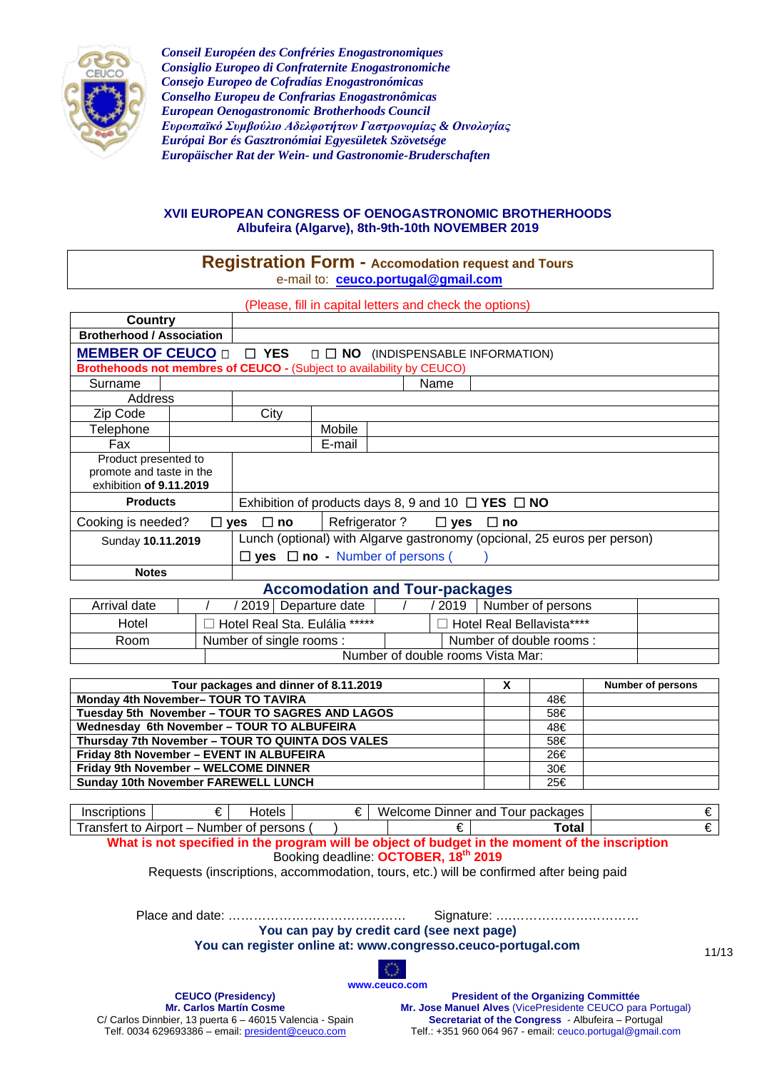*Conseil Européen des Confréries Enogastronomiques*
*Consiglio Europeo di Confraternite Enogastronomiche*
*Consejo Europeo de Cofradías Enogastronómicas*
*Conselho Europeu de Confrarias Enogastronômicas*
*European Oenogastronomic Brotherhoods Council*
*Ευρωπαϊκό Συμβούλιο Αδελφοτήτων Γαστρονομίας & Οινολογίας*
*Európai Bor és Gasztronómiai Egyesületek Szövetsége*
*Europäischer Rat der Wein- und Gastronomie-Bruderschaften*

## XVII EUROPEAN CONGRESS OF OENOGASTRONOMIC BROTHERHOODS
## Albufeira (Algarve), 8th-9th-10th NOVEMBER 2019

# Registration Form - Accomodation request and Tours

e-mail to: **ceuco.portugal@gmail.com**

(Please, fill in capital letters and check the options)

| | | | |
|---|---|---|---|
| **Country** | | | |
| **Brotherhood / Association** | | | |
| **MEMBER OF CEUCO** ☐ YES ☐ NO (INDISPENSABLE INFORMATION) | | | |
| **Brothehoods not membres of CEUCO** - (Subject to availability by CEUCO) | | | |
| Surname | | Name | |
| Address | | | |
| Zip Code | | City | |
| Telephone | | Mobile | |
| Fax | | E-mail | |
| Product presented to promote and taste in the exhibition **of 9.11.2019** | | | |
| **Products** | Exhibition of products days 8, 9 and 10 ☐ **YES** ☐ **NO** | | |
| Cooking is needed? ☐ **yes** ☐ **no** | | Refrigerator ? ☐ **yes** ☐ **no** | |
| Sunday **10.11.2019** | Lunch (optional) with Algarve gastronomy (opcional, 25 euros per person) ☐ **yes** ☐ **no** - Number of persons ( ) | | |
| **Notes** | | | |

## Accomodation and Tour-packages

| | | | | | |
|---|---|---|---|---|---|
| Arrival date | / / 2019 | Departure date | / / 2019 | Number of persons | |
| Hotel | ☐ Hotel Real Sta. Eulália ***** | | ☐ Hotel Real Bellavista**** | | |
| Room | Number of single rooms : | | Number of double rooms : | | |
| | Number of double rooms Vista Mar: | | | | |

| Tour packages and dinner of 8.11.2019 | X | | Number of persons |
|---|---|---|---|
| **Monday 4th November– TOUR TO TAVIRA** | | 48€ | |
| **Tuesday 5th November – TOUR TO SAGRES AND LAGOS** | | 58€ | |
| **Wednesday 6th November – TOUR TO ALBUFEIRA** | | 48€ | |
| **Thursday 7th November – TOUR TO QUINTA DOS VALES** | | 58€ | |
| **Friday 8th November – EVENT IN ALBUFEIRA** | | 26€ | |
| **Friday 9th November – WELCOME DINNER** | | 30€ | |
| **Sunday 10th November FAREWELL LUNCH** | | 25€ | |

| | | | | | |
|---|---|---|---|---|---|
| Inscriptions | € | Hotels | € | Welcome Dinner and Tour packages | € |
| Transfert to Airport – Number of persons ( ) | | | € | **Total** | € |

**What is not specified in the program will be object of budget in the moment of the inscription**

Booking deadline: **OCTOBER, 18th 2019**

Requests (inscriptions, accommodation, tours, etc.) will be confirmed after being paid

Place and date: …………………………………… Signature: ……………………………

**You can pay by credit card (see next page)**

**You can register online at: www.congresso.ceuco-portugal.com**

**www.ceuco.com**

**CEUCO (Presidency)**
**Mr. Carlos Martín Cosme**
C/ Carlos Dinnbier, 13 puerta 6 – 46015 Valencia - Spain
Telf. 0034 629693386 – email: president@ceuco.com

**President of the Organizing Committée**
**Mr. Jose Manuel Alves** (VicePresidente CEUCO para Portugal)
**Secretariat of the Congress** - Albufeira – Portugal
Telf.: +351 960 064 967 - email: ceuco.portugal@gmail.com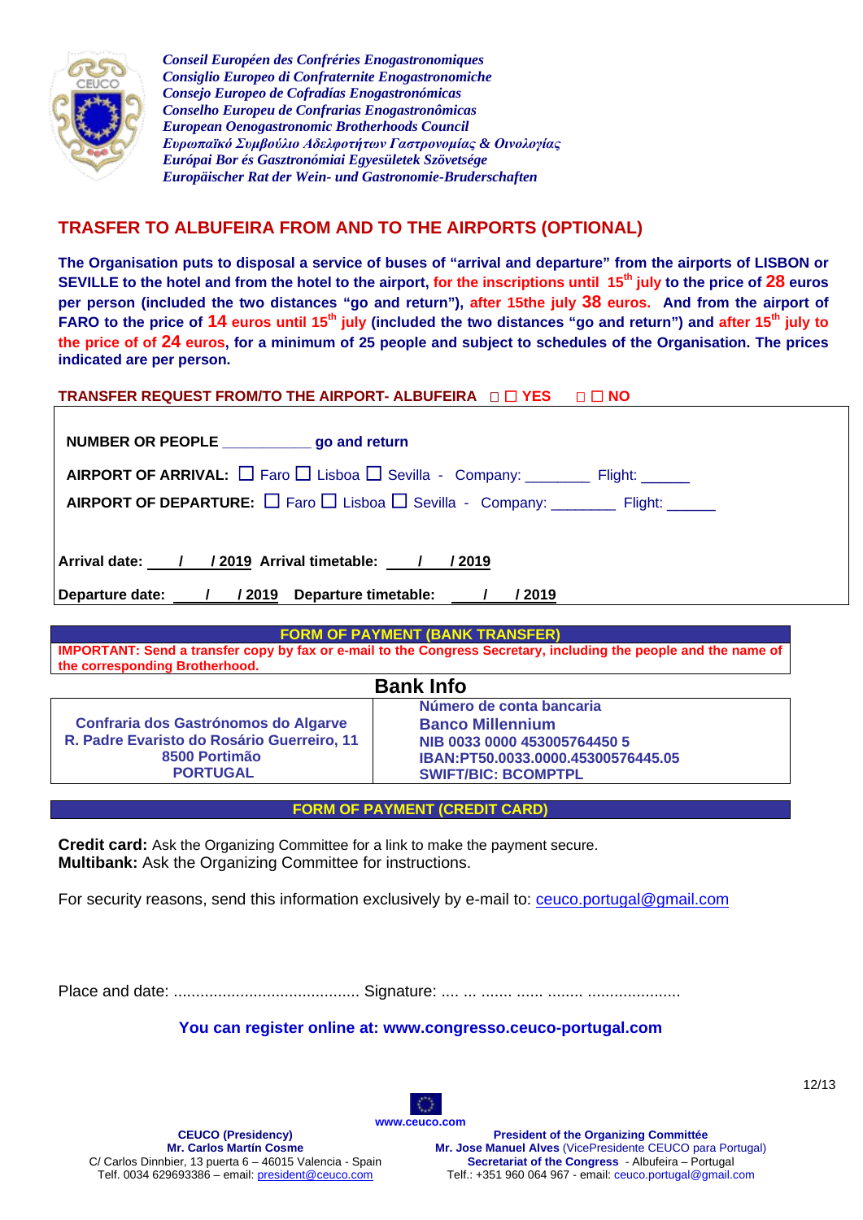*Conseil Européen des Confréries Enogastronomiques*
*Consiglio Europeo di Confraternite Enogastronomiche*
*Consejo Europeo de Cofradías Enogastronómicas*
*Conselho Europeu de Confrarias Enogastronômicas*
*European Oenogastronomic Brotherhoods Council*
*Ευρωπαϊκό Συμβούλιο Αδελφοτήτων Γαστρονομίας & Οινολογίας*
*Európai Bor és Gasztronómiai Egyesületek Szövetsége*
*Europäischer Rat der Wein- und Gastronomie-Bruderschaften*

## TRASFER TO ALBUFEIRA FROM AND TO THE AIRPORTS (OPTIONAL)

**The Organisation puts to disposal a service of buses of "arrival and departure" from the airports of LISBON or SEVILLE to the hotel and from the hotel to the airport, for the inscriptions until 15th july to the price of 28 euros per person (included the two distances "go and return"), after 15the july 38 euros. And from the airport of FARO to the price of 14 euros until 15th july (included the two distances "go and return") and after 15th july to the price of of 24 euros, for a minimum of 25 people and subject to schedules of the Organisation. The prices indicated are per person.**

**TRANSFER REQUEST FROM/TO THE AIRPORT- ALBUFEIRA ☐ ☐ YES ☐ ☐ NO**

**NUMBER OR PEOPLE __________ go and return**

**AIRPORT OF ARRIVAL:** ☐ Faro ☐ Lisboa ☐ Sevilla - Company: _______ Flight: _____

**AIRPORT OF DEPARTURE:** ☐ Faro ☐ Lisboa ☐ Sevilla - Company: _______ Flight: _____

**Arrival date: ___ / ___ / 2019 Arrival timetable: ___ / ___ / 2019**

**Departure date: ___ / ___ / 2019 Departure timetable: ___ / ___ / 2019**

**FORM OF PAYMENT (BANK TRANSFER)**

**IMPORTANT: Send a transfer copy by fax or e-mail to the Congress Secretary, including the people and the name of the corresponding Brotherhood.**

### Bank Info

| Confraria dos Gastrónomos do Algarve<br>R. Padre Evaristo do Rosário Guerreiro, 11<br>8500 Portimão<br>PORTUGAL | Número de conta bancaria<br>Banco Millennium<br>NIB 0033 0000 453005764450 5<br>IBAN:PT50.0033.0000.45300576445.05<br>SWIFT/BIC: BCOMPTPL |
|---|---|

**FORM OF PAYMENT (CREDIT CARD)**

**Credit card:** Ask the Organizing Committee for a link to make the payment secure.
**Multibank:** Ask the Organizing Committee for instructions.

For security reasons, send this information exclusively by e-mail to: ceuco.portugal@gmail.com

Place and date: .......................................... Signature: .... ... ....... ..... ........ ....................

**You can register online at: www.congresso.ceuco-portugal.com**

www.ceuco.com

**CEUCO (Presidency)**
**Mr. Carlos Martín Cosme**
C/ Carlos Dinnbier, 13 puerta 6 – 46015 Valencia - Spain
Telf. 0034 629693386 – email: president@ceuco.com

**President of the Organizing Committée**
**Mr. Jose Manuel Alves** (VicePresidente CEUCO para Portugal)
**Secretariat of the Congress** - Albufeira – Portugal
Telf.: +351 960 064 967 - email: ceuco.portugal@gmail.com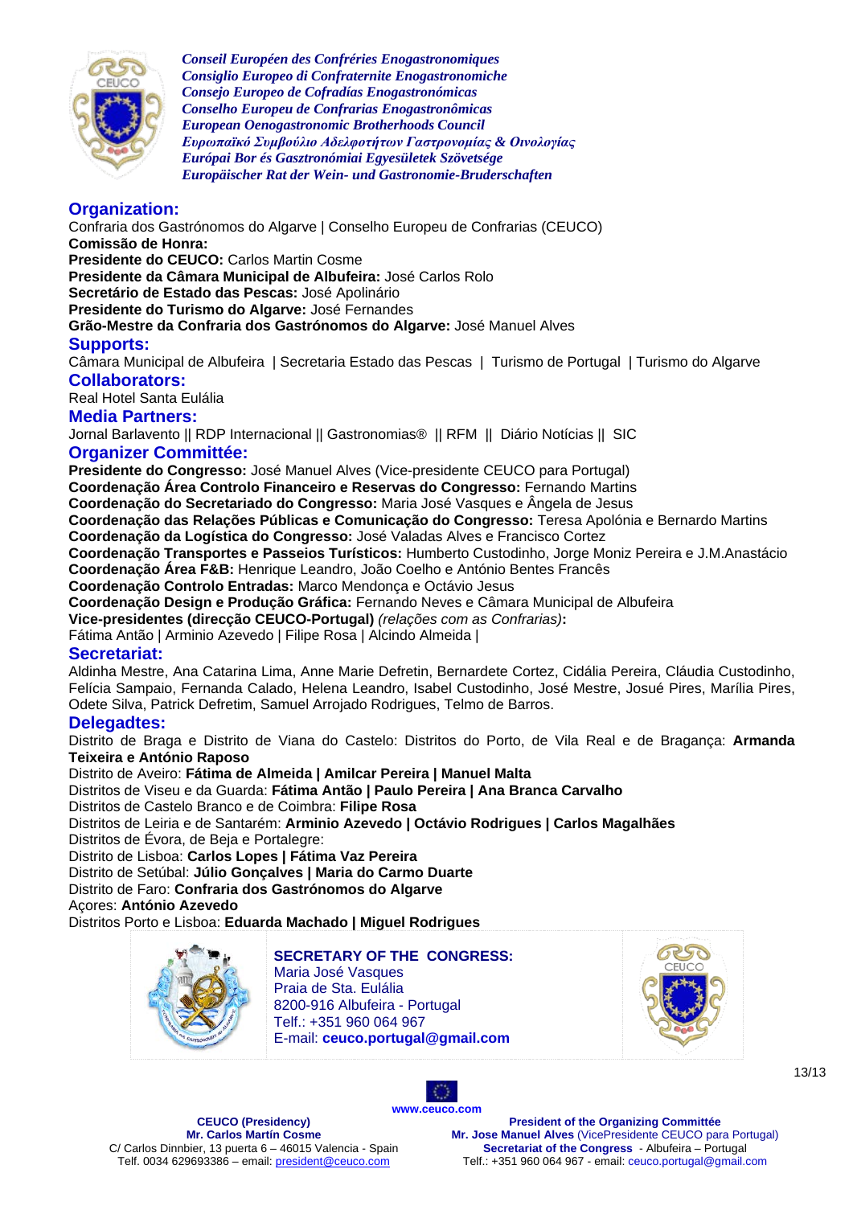*Conseil Européen des Confréries Enogastronomiques*
*Consiglio Europeo di Confraternite Enogastronomiche*
*Consejo Europeo de Cofradías Enogastronómicas*
*Conselho Europeu de Confrarias Enogastronômicas*
*European Oenogastronomic Brotherhoods Council*
*Ευρωπαϊκό Συμβούλιο Αδελφοτήτων Γαστρονομίας & Οινολογίας*
*Európai Bor és Gasztronómiai Egyesületek Szövetsége*
*Europäischer Rat der Wein- und Gastronomie-Bruderschaften*

## Organization:

Confraria dos Gastrónomos do Algarve | Conselho Europeu de Confrarias (CEUCO)
**Comissão de Honra:**
**Presidente do CEUCO:** Carlos Martin Cosme
**Presidente da Câmara Municipal de Albufeira:** José Carlos Rolo
**Secretário de Estado das Pescas:** José Apolinário
**Presidente do Turismo do Algarve:** José Fernandes
**Grão-Mestre da Confraria dos Gastrónomos do Algarve:** José Manuel Alves

## Supports:

Câmara Municipal de Albufeira | Secretaria Estado das Pescas | Turismo de Portugal | Turismo do Algarve

## Collaborators:

Real Hotel Santa Eulália

## Media Partners:

Jornal Barlavento || RDP Internacional || Gastronomias® || RFM || Diário Notícias || SIC

## Organizer Committée:

**Presidente do Congresso:** José Manuel Alves (Vice-presidente CEUCO para Portugal)
**Coordenação Área Controlo Financeiro e Reservas do Congresso:** Fernando Martins
**Coordenação do Secretariado do Congresso:** Maria José Vasques e Ângela de Jesus
**Coordenação das Relações Públicas e Comunicação do Congresso:** Teresa Apolónia e Bernardo Martins
**Coordenação da Logística do Congresso:** José Valadas Alves e Francisco Cortez
**Coordenação Transportes e Passeios Turísticos:** Humberto Custodinho, Jorge Moniz Pereira e J.M.Anastácio
**Coordenação Área F&B:** Henrique Leandro, João Coelho e António Bentes Francês
**Coordenação Controlo Entradas:** Marco Mendonça e Octávio Jesus
**Coordenação Design e Produção Gráfica:** Fernando Neves e Câmara Municipal de Albufeira
**Vice-presidentes (direcção CEUCO-Portugal)** *(relações com as Confrarias)***:**
Fátima Antão | Arminio Azevedo | Filipe Rosa | Alcindo Almeida |

## Secretariat:

Aldinha Mestre, Ana Catarina Lima, Anne Marie Defretin, Bernardete Cortez, Cidália Pereira, Cláudia Custodinho, Felícia Sampaio, Fernanda Calado, Helena Leandro, Isabel Custodinho, José Mestre, Josué Pires, Marília Pires, Odete Silva, Patrick Defretim, Samuel Arrojado Rodrigues, Telmo de Barros.

## Delegadtes:

Distrito de Braga e Distrito de Viana do Castelo: Distritos do Porto, de Vila Real e de Bragança: **Armanda Teixeira e António Raposo**
Distrito de Aveiro: **Fátima de Almeida | Amilcar Pereira | Manuel Malta**
Distritos de Viseu e da Guarda: **Fátima Antão | Paulo Pereira | Ana Branca Carvalho**
Distritos de Castelo Branco e de Coimbra: **Filipe Rosa**
Distritos de Leiria e de Santarém: **Arminio Azevedo | Octávio Rodrigues | Carlos Magalhães**
Distritos de Évora, de Beja e Portalegre:
Distrito de Lisboa: **Carlos Lopes | Fátima Vaz Pereira**
Distrito de Setúbal: **Júlio Gonçalves | Maria do Carmo Duarte**
Distrito de Faro: **Confraria dos Gastrónomos do Algarve**
Açores: **António Azevedo**
Distritos Porto e Lisboa: **Eduarda Machado | Miguel Rodrigues**

**SECRETARY OF THE CONGRESS:**
Maria José Vasques
Praia de Sta. Eulália
8200-916 Albufeira - Portugal
Telf.: +351 960 064 967
E-mail: **ceuco.portugal@gmail.com**

www.ceuco.com

**CEUCO (Presidency)**
**Mr. Carlos Martín Cosme**
C/ Carlos Dinnbier, 13 puerta 6 – 46015 Valencia - Spain
Telf. 0034 629693386 – email: president@ceuco.com

**President of the Organizing Committée**
**Mr. Jose Manuel Alves** (VicePresidente CEUCO para Portugal)
**Secretariat of the Congress** - Albufeira – Portugal
Telf.: +351 960 064 967 - email: ceuco.portugal@gmail.com